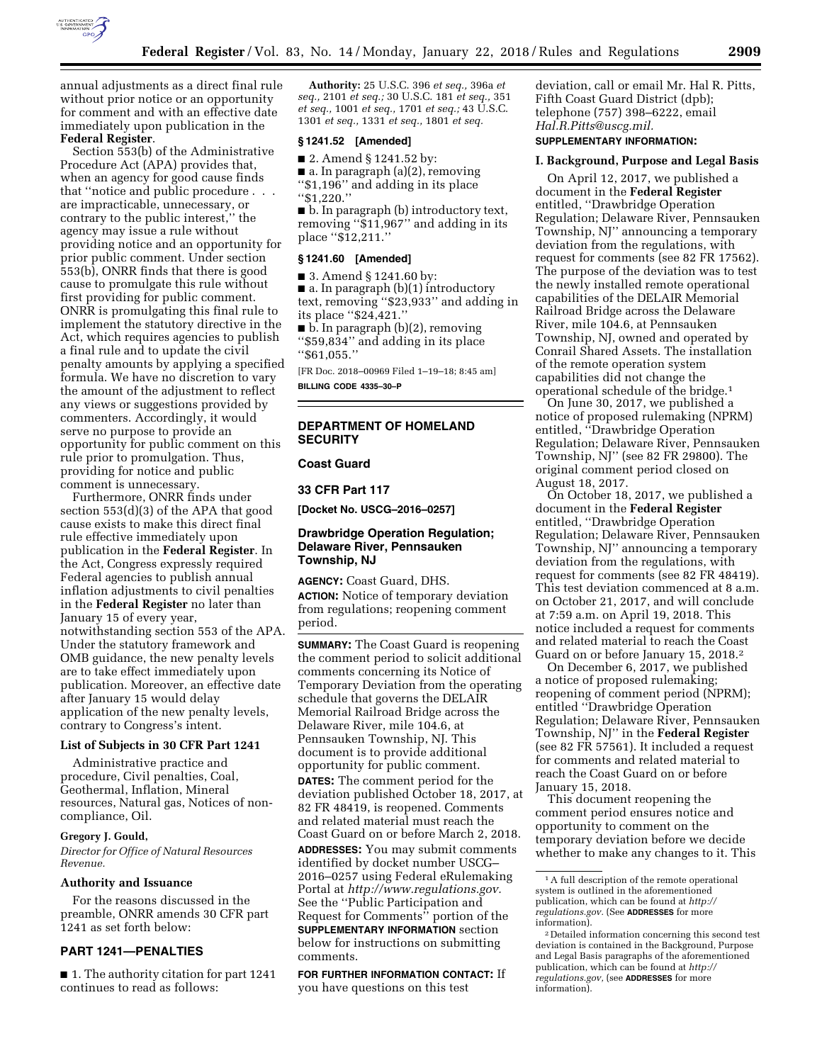annual adjustments as a direct final rule without prior notice or an opportunity for comment and with an effective date immediately upon publication in the **Federal Register**.

Section 553(b) of the Administrative Procedure Act (APA) provides that, when an agency for good cause finds that "notice and public procedure . . . are impracticable, unnecessary, or contrary to the public interest," the agency may issue a rule without providing notice and an opportunity for prior public comment. Under section 553(b), ONRR finds that there is good cause to promulgate this rule without first providing for public comment. ONRR is promulgating this final rule to implement the statutory directive in the Act, which requires agencies to publish a final rule and to update the civil penalty amounts by applying a specified formula. We have no discretion to vary the amount of the adjustment to reflect any views or suggestions provided by commenters. Accordingly, it would serve no purpose to provide an opportunity for public comment on this rule prior to promulgation. Thus, providing for notice and public comment is unnecessary.

Furthermore, ONRR finds under section 553(d)(3) of the APA that good cause exists to make this direct final rule effective immediately upon publication in the **Federal Register**. In the Act, Congress expressly required Federal agencies to publish annual inflation adjustments to civil penalties in the **Federal Register** no later than January 15 of every year, notwithstanding section 553 of the APA. Under the statutory framework and OMB guidance, the new penalty levels are to take effect immediately upon publication. Moreover, an effective date after January 15 would delay application of the new penalty levels, contrary to Congress's intent.

### List of Subjects in 30 CFR Part 1241

Administrative practice and procedure, Civil penalties, Coal, Geothermal, Inflation, Mineral resources, Natural gas, Notices of non-compliance, Oil.

**Gregory J. Gould,**

*Director for Office of Natural Resources Revenue.*

### Authority and Issuance

For the reasons discussed in the preamble, ONRR amends 30 CFR part 1241 as set forth below:

## PART 1241—PENALTIES

■ 1. The authority citation for part 1241 continues to read as follows:

**Authority:** 25 U.S.C. 396 *et seq.,* 396a *et seq.,* 2101 *et seq.;* 30 U.S.C. 181 *et seq.,* 351 *et seq.,* 1001 *et seq.,* 1701 *et seq.;* 43 U.S.C. 1301 *et seq.,* 1331 *et seq.,* 1801 *et seq.*

### § 1241.52 [Amended]

■ 2. Amend § 1241.52 by:

■ a. In paragraph (a)(2), removing "$1,196" and adding in its place "$1,220."

■ b. In paragraph (b) introductory text, removing "$11,967" and adding in its place "$12,211."

### § 1241.60 [Amended]

■ 3. Amend § 1241.60 by:

■ a. In paragraph (b)(1) introductory text, removing "$23,933" and adding in its place "$24,421."

■ b. In paragraph (b)(2), removing "$59,834" and adding in its place "$61,055."

[FR Doc. 2018–00969 Filed 1–19–18; 8:45 am]

**BILLING CODE 4335–30–P**

---

## DEPARTMENT OF HOMELAND SECURITY

## Coast Guard

## 33 CFR Part 117

**[Docket No. USCG–2016–0257]**

## Drawbridge Operation Regulation; Delaware River, Pennsauken Township, NJ

**AGENCY:** Coast Guard, DHS.

**ACTION:** Notice of temporary deviation from regulations; reopening comment period.

**SUMMARY:** The Coast Guard is reopening the comment period to solicit additional comments concerning its Notice of Temporary Deviation from the operating schedule that governs the DELAIR Memorial Railroad Bridge across the Delaware River, mile 104.6, at Pennsauken Township, NJ. This document is to provide additional opportunity for public comment.

**DATES:** The comment period for the deviation published October 18, 2017, at 82 FR 48419, is reopened. Comments and related material must reach the Coast Guard on or before March 2, 2018.

**ADDRESSES:** You may submit comments identified by docket number USCG–2016–0257 using Federal eRulemaking Portal at *http://www.regulations.gov.* See the "Public Participation and Request for Comments" portion of the **SUPPLEMENTARY INFORMATION** section below for instructions on submitting comments.

**FOR FURTHER INFORMATION CONTACT:** If you have questions on this test deviation, call or email Mr. Hal R. Pitts, Fifth Coast Guard District (dpb); telephone (757) 398–6222, email *Hal.R.Pitts@uscg.mil.*

**SUPPLEMENTARY INFORMATION:**

### I. Background, Purpose and Legal Basis

On April 12, 2017, we published a document in the **Federal Register** entitled, "Drawbridge Operation Regulation; Delaware River, Pennsauken Township, NJ" announcing a temporary deviation from the regulations, with request for comments (see 82 FR 17562). The purpose of the deviation was to test the newly installed remote operational capabilities of the DELAIR Memorial Railroad Bridge across the Delaware River, mile 104.6, at Pennsauken Township, NJ, owned and operated by Conrail Shared Assets. The installation of the remote operation system capabilities did not change the operational schedule of the bridge.[1]

On June 30, 2017, we published a notice of proposed rulemaking (NPRM) entitled, "Drawbridge Operation Regulation; Delaware River, Pennsauken Township, NJ" (see 82 FR 29800). The original comment period closed on August 18, 2017.

On October 18, 2017, we published a document in the **Federal Register** entitled, "Drawbridge Operation Regulation; Delaware River, Pennsauken Township, NJ" announcing a temporary deviation from the regulations, with request for comments (see 82 FR 48419). This test deviation commenced at 8 a.m. on October 21, 2017, and will conclude at 7:59 a.m. on April 19, 2018. This notice included a request for comments and related material to reach the Coast Guard on or before January 15, 2018.[2]

On December 6, 2017, we published a notice of proposed rulemaking; reopening of comment period (NPRM); entitled "Drawbridge Operation Regulation; Delaware River, Pennsauken Township, NJ" in the **Federal Register** (see 82 FR 57561). It included a request for comments and related material to reach the Coast Guard on or before January 15, 2018.

This document reopening the comment period ensures notice and opportunity to comment on the temporary deviation before we decide whether to make any changes to it. This

---

[1] A full description of the remote operational system is outlined in the aforementioned publication, which can be found at *http://regulations.gov.* (See **ADDRESSES** for more information).

[2] Detailed information concerning this second test deviation is contained in the Background, Purpose and Legal Basis paragraphs of the aforementioned publication, which can be found at *http://regulations.gov,* (see **ADDRESSES** for more information).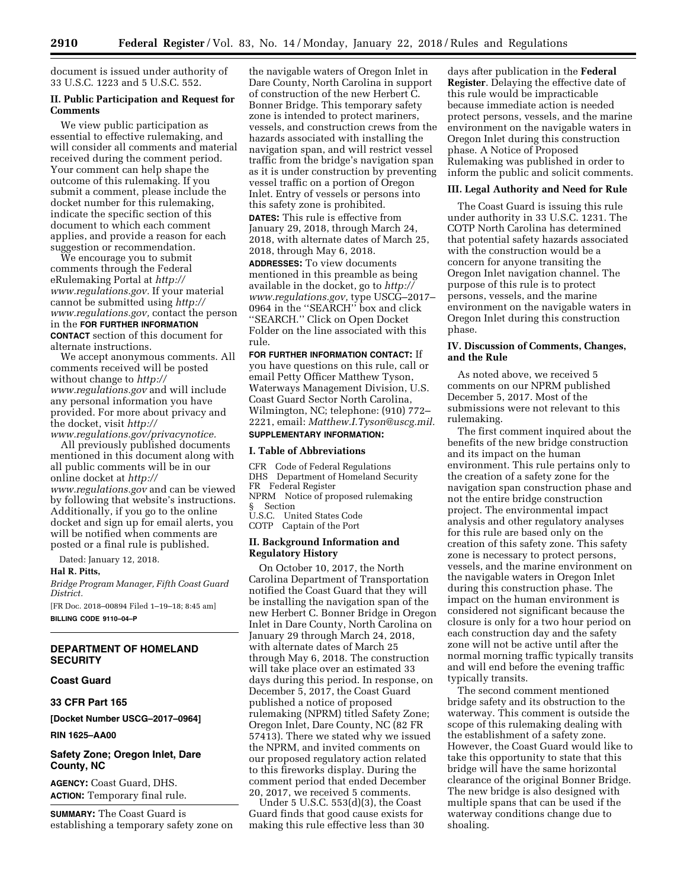document is issued under authority of 33 U.S.C. 1223 and 5 U.S.C. 552.

## II. Public Participation and Request for Comments

We view public participation as essential to effective rulemaking, and will consider all comments and material received during the comment period. Your comment can help shape the outcome of this rulemaking. If you submit a comment, please include the docket number for this rulemaking, indicate the specific section of this document to which each comment applies, and provide a reason for each suggestion or recommendation.

We encourage you to submit comments through the Federal eRulemaking Portal at *http://www.regulations.gov*. If your material cannot be submitted using *http://www.regulations.gov,* contact the person in the **FOR FURTHER INFORMATION CONTACT** section of this document for alternate instructions.

We accept anonymous comments. All comments received will be posted without change to *http://www.regulations.gov* and will include any personal information you have provided. For more about privacy and the docket, visit *http://www.regulations.gov/privacynotice.*

All previously published documents mentioned in this document along with all public comments will be in our online docket at *http://www.regulations.gov* and can be viewed by following that website's instructions. Additionally, if you go to the online docket and sign up for email alerts, you will be notified when comments are posted or a final rule is published.

Dated: January 12, 2018.

**Hal R. Pitts,**

*Bridge Program Manager, Fifth Coast Guard District.*

[FR Doc. 2018–00894 Filed 1–19–18; 8:45 am]

**BILLING CODE 9110–04–P**

---

# DEPARTMENT OF HOMELAND SECURITY

## Coast Guard

## 33 CFR Part 165

**[Docket Number USCG–2017–0964]**

**RIN 1625–AA00**

## Safety Zone; Oregon Inlet, Dare County, NC

**AGENCY:** Coast Guard, DHS.

**ACTION:** Temporary final rule.

**SUMMARY:** The Coast Guard is establishing a temporary safety zone on the navigable waters of Oregon Inlet in Dare County, North Carolina in support of construction of the new Herbert C. Bonner Bridge. This temporary safety zone is intended to protect mariners, vessels, and construction crews from the hazards associated with installing the navigation span, and will restrict vessel traffic from the bridge's navigation span as it is under construction by preventing vessel traffic on a portion of Oregon Inlet. Entry of vessels or persons into this safety zone is prohibited.

**DATES:** This rule is effective from January 29, 2018, through March 24, 2018, with alternate dates of March 25, 2018, through May 6, 2018.

**ADDRESSES:** To view documents mentioned in this preamble as being available in the docket, go to *http://www.regulations.gov,* type USCG–2017–0964 in the ''SEARCH'' box and click ''SEARCH.'' Click on Open Docket Folder on the line associated with this rule.

**FOR FURTHER INFORMATION CONTACT:** If you have questions on this rule, call or email Petty Officer Matthew Tyson, Waterways Management Division, U.S. Coast Guard Sector North Carolina, Wilmington, NC; telephone: (910) 772–2221, email: *Matthew.I.Tyson@uscg.mil.*

**SUPPLEMENTARY INFORMATION:**

## I. Table of Abbreviations

CFR Code of Federal Regulations
DHS Department of Homeland Security
FR Federal Register
NPRM Notice of proposed rulemaking
§ Section
U.S.C. United States Code
COTP Captain of the Port

## II. Background Information and Regulatory History

On October 10, 2017, the North Carolina Department of Transportation notified the Coast Guard that they will be installing the navigation span of the new Herbert C. Bonner Bridge in Oregon Inlet in Dare County, North Carolina on January 29 through March 24, 2018, with alternate dates of March 25 through May 6, 2018. The construction will take place over an estimated 33 days during this period. In response, on December 5, 2017, the Coast Guard published a notice of proposed rulemaking (NPRM) titled Safety Zone; Oregon Inlet, Dare County, NC (82 FR 57413). There we stated why we issued the NPRM, and invited comments on our proposed regulatory action related to this fireworks display. During the comment period that ended December 20, 2017, we received 5 comments.

Under 5 U.S.C. 553(d)(3), the Coast Guard finds that good cause exists for making this rule effective less than 30 days after publication in the **Federal Register**. Delaying the effective date of this rule would be impracticable because immediate action is needed protect persons, vessels, and the marine environment on the navigable waters in Oregon Inlet during this construction phase. A Notice of Proposed Rulemaking was published in order to inform the public and solicit comments.

## III. Legal Authority and Need for Rule

The Coast Guard is issuing this rule under authority in 33 U.S.C. 1231. The COTP North Carolina has determined that potential safety hazards associated with the construction would be a concern for anyone transiting the Oregon Inlet navigation channel. The purpose of this rule is to protect persons, vessels, and the marine environment on the navigable waters in Oregon Inlet during this construction phase.

## IV. Discussion of Comments, Changes, and the Rule

As noted above, we received 5 comments on our NPRM published December 5, 2017. Most of the submissions were not relevant to this rulemaking.

The first comment inquired about the benefits of the new bridge construction and its impact on the human environment. This rule pertains only to the creation of a safety zone for the navigation span construction phase and not the entire bridge construction project. The environmental impact analysis and other regulatory analyses for this rule are based only on the creation of this safety zone. This safety zone is necessary to protect persons, vessels, and the marine environment on the navigable waters in Oregon Inlet during this construction phase. The impact on the human environment is considered not significant because the closure is only for a two hour period on each construction day and the safety zone will not be active until after the normal morning traffic typically transits and will end before the evening traffic typically transits.

The second comment mentioned bridge safety and its obstruction to the waterway. This comment is outside the scope of this rulemaking dealing with the establishment of a safety zone. However, the Coast Guard would like to take this opportunity to state that this bridge will have the same horizontal clearance of the original Bonner Bridge. The new bridge is also designed with multiple spans that can be used if the waterway conditions change due to shoaling.